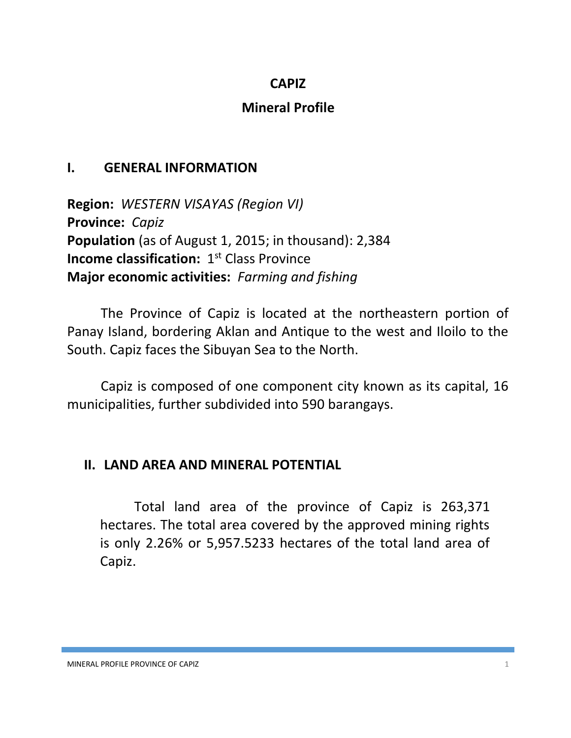# CAPIZ

## Mineral Profile

## I. GENERAL INFORMATION

**Region:** *WESTERN VISAYAS (Region VI)*
**Province:** *Capiz*
**Population** (as of August 1, 2015; in thousand): 2,384
**Income classification:** 1st Class Province
**Major economic activities:** *Farming and fishing*

The Province of Capiz is located at the northeastern portion of Panay Island, bordering Aklan and Antique to the west and Iloilo to the South. Capiz faces the Sibuyan Sea to the North.

Capiz is composed of one component city known as its capital, 16 municipalities, further subdivided into 590 barangays.

## II. LAND AREA AND MINERAL POTENTIAL

Total land area of the province of Capiz is 263,371 hectares. The total area covered by the approved mining rights is only 2.26% or 5,957.5233 hectares of the total land area of Capiz.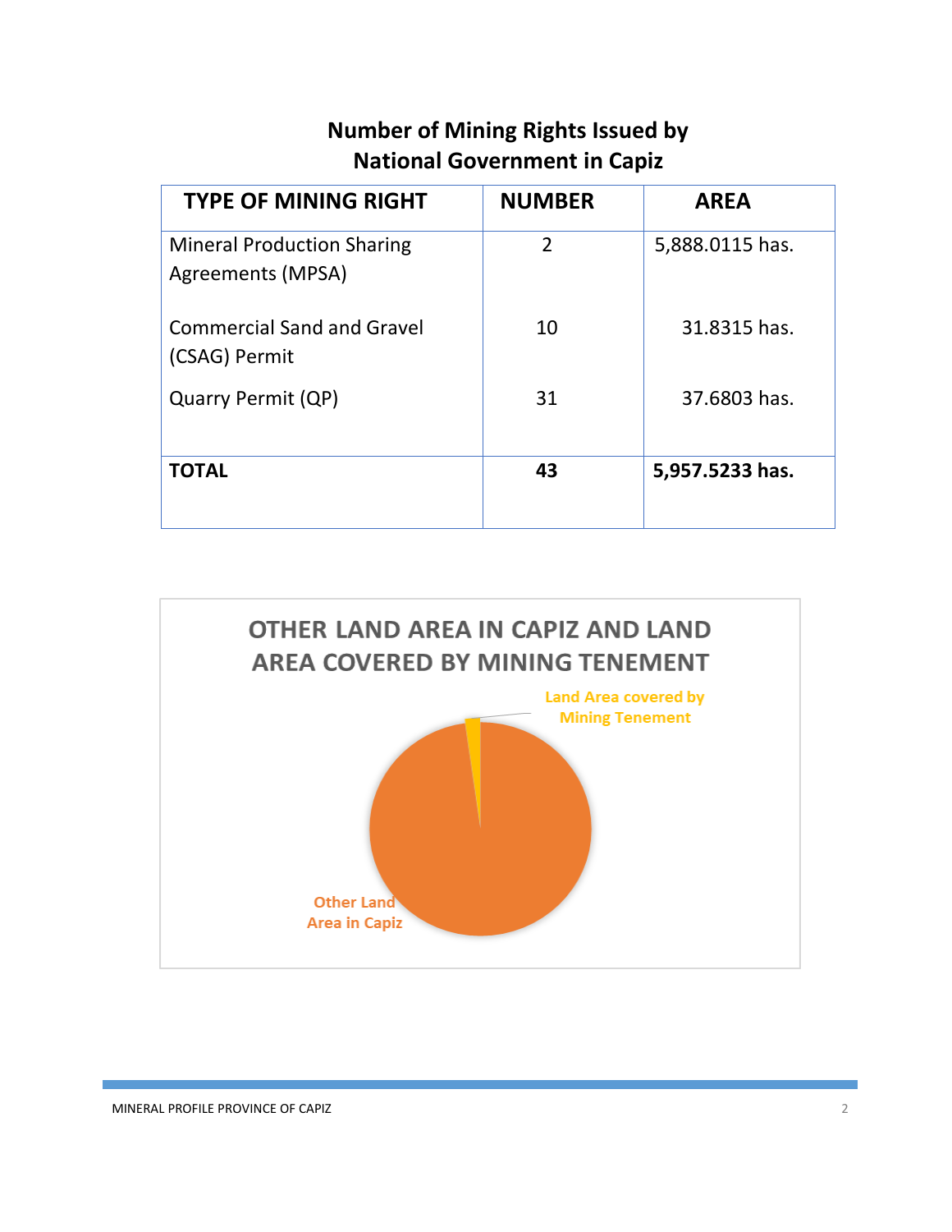## Number of Mining Rights Issued by National Government in Capiz

| TYPE OF MINING RIGHT | NUMBER | AREA |
| --- | --- | --- |
| Mineral Production Sharing Agreements (MPSA) | 2 | 5,888.0115 has. |
| Commercial Sand and Gravel (CSAG) Permit | 10 | 31.8315 has. |
| Quarry Permit (QP) | 31 | 37.6803 has. |
| **TOTAL** | **43** | **5,957.5233 has.** |

### OTHER LAND AREA IN CAPIZ AND LAND AREA COVERED BY MINING TENEMENT

Land Area covered by Mining Tenement

Other Land Area in Capiz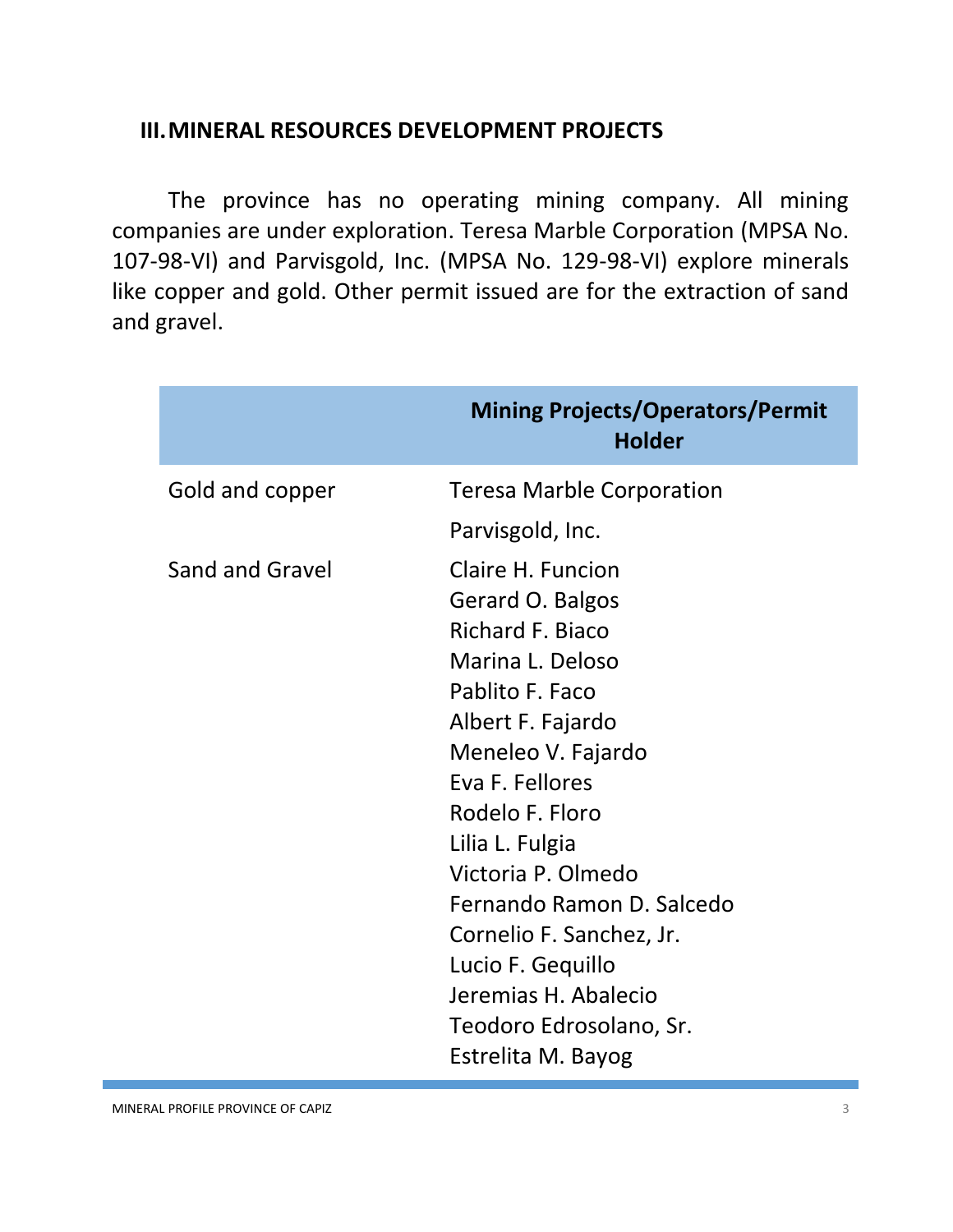## III. MINERAL RESOURCES DEVELOPMENT PROJECTS

The province has no operating mining company. All mining companies are under exploration. Teresa Marble Corporation (MPSA No. 107-98-VI) and Parvisgold, Inc. (MPSA No. 129-98-VI) explore minerals like copper and gold. Other permit issued are for the extraction of sand and gravel.

| | Mining Projects/Operators/Permit Holder |
|---|---|
| Gold and copper | Teresa Marble Corporation |
| | Parvisgold, Inc. |
| Sand and Gravel | Claire H. Funcion |
| | Gerard O. Balgos |
| | Richard F. Biaco |
| | Marina L. Deloso |
| | Pablito F. Faco |
| | Albert F. Fajardo |
| | Meneleo V. Fajardo |
| | Eva F. Fellores |
| | Rodelo F. Floro |
| | Lilia L. Fulgia |
| | Victoria P. Olmedo |
| | Fernando Ramon D. Salcedo |
| | Cornelio F. Sanchez, Jr. |
| | Lucio F. Gequillo |
| | Jeremias H. Abalecio |
| | Teodoro Edrosolano, Sr. |
| | Estrelita M. Bayog |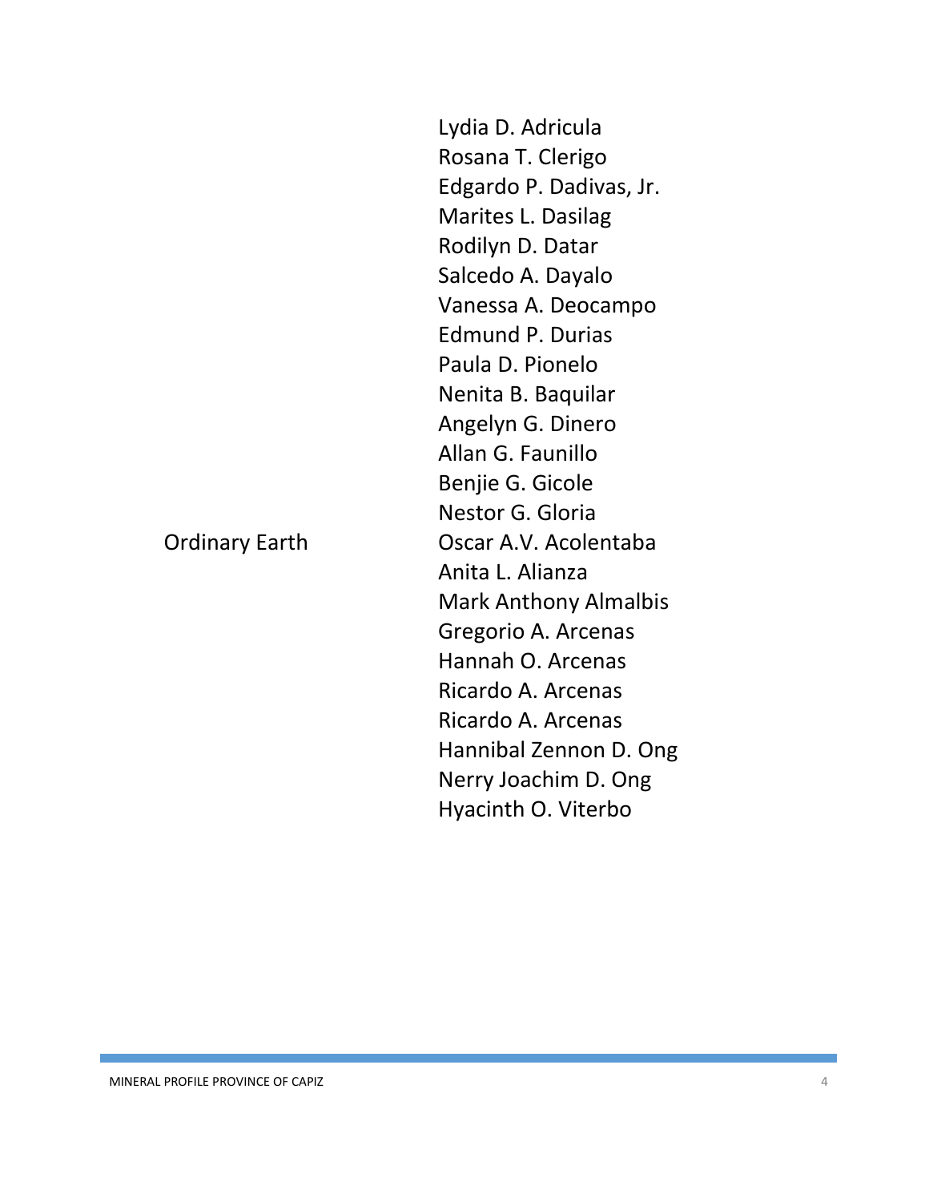| | |
|---|---|
| | Lydia D. Adricula |
| | Rosana T. Clerigo |
| | Edgardo P. Dadivas, Jr. |
| | Marites L. Dasilag |
| | Rodilyn D. Datar |
| | Salcedo A. Dayalo |
| | Vanessa A. Deocampo |
| | Edmund P. Durias |
| | Paula D. Pionelo |
| | Nenita B. Baquilar |
| | Angelyn G. Dinero |
| | Allan G. Faunillo |
| | Benjie G. Gicole |
| | Nestor G. Gloria |
| Ordinary Earth | Oscar A.V. Acolentaba |
| | Anita L. Alianza |
| | Mark Anthony Almalbis |
| | Gregorio A. Arcenas |
| | Hannah O. Arcenas |
| | Ricardo A. Arcenas |
| | Ricardo A. Arcenas |
| | Hannibal Zennon D. Ong |
| | Nerry Joachim D. Ong |
| | Hyacinth O. Viterbo |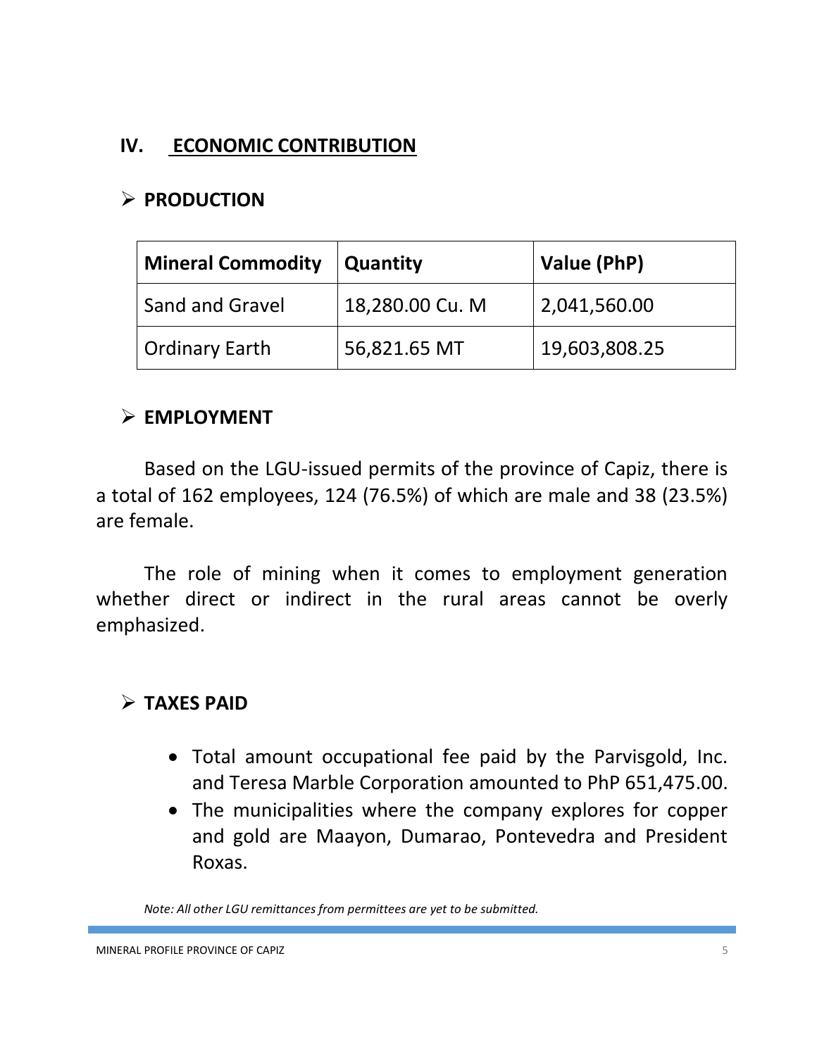## IV. ECONOMIC CONTRIBUTION

### ➢ PRODUCTION

| Mineral Commodity | Quantity | Value (PhP) |
| --- | --- | --- |
| Sand and Gravel | 18,280.00 Cu. M | 2,041,560.00 |
| Ordinary Earth | 56,821.65 MT | 19,603,808.25 |

### ➢ EMPLOYMENT

Based on the LGU-issued permits of the province of Capiz, there is a total of 162 employees, 124 (76.5%) of which are male and 38 (23.5%) are female.

The role of mining when it comes to employment generation whether direct or indirect in the rural areas cannot be overly emphasized.

### ➢ TAXES PAID

- Total amount occupational fee paid by the Parvisgold, Inc. and Teresa Marble Corporation amounted to PhP 651,475.00.
- The municipalities where the company explores for copper and gold are Maayon, Dumarao, Pontevedra and President Roxas.

*Note: All other LGU remittances from permittees are yet to be submitted.*